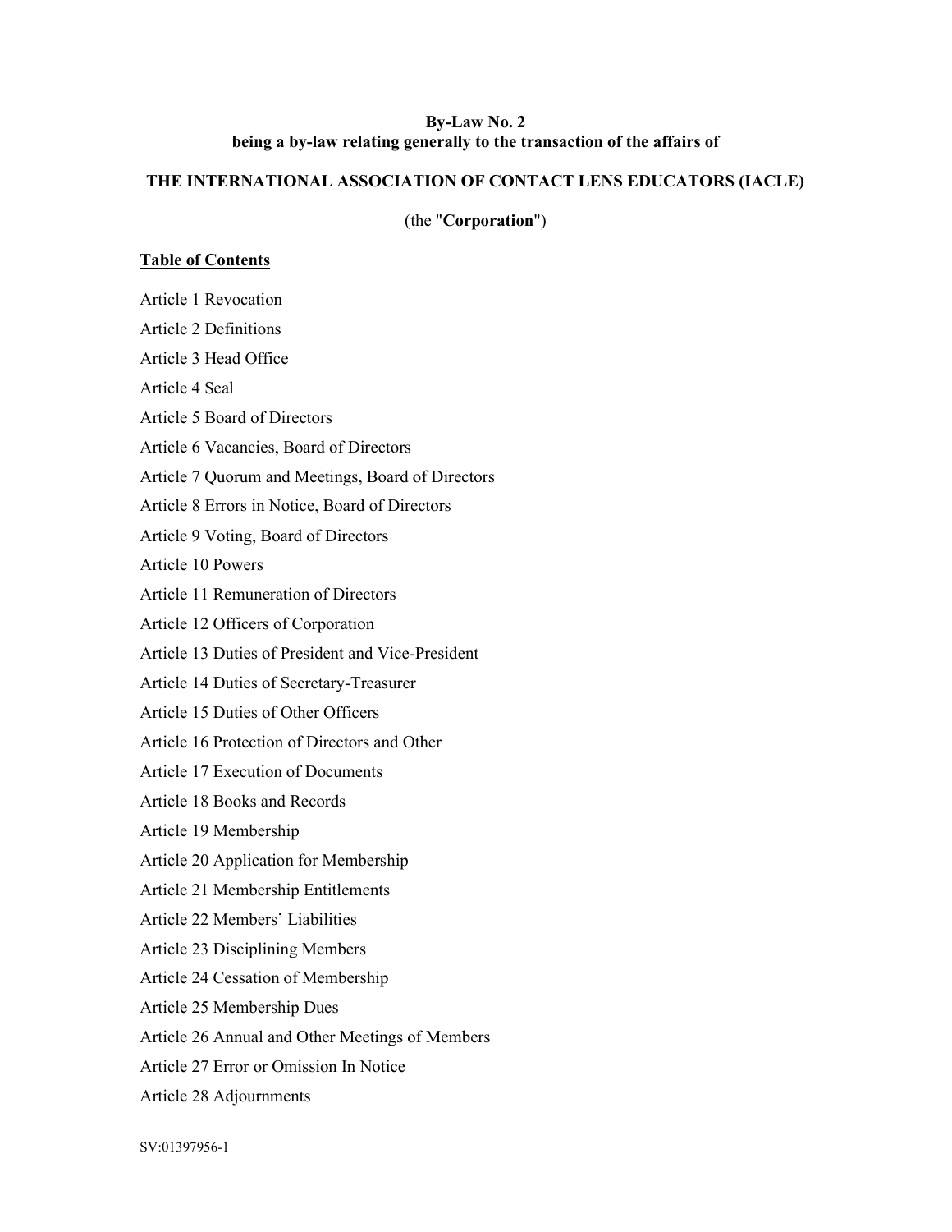**By-Law No. 2**
**being a by-law relating generally to the transaction of the affairs of**

**THE INTERNATIONAL ASSOCIATION OF CONTACT LENS EDUCATORS (IACLE)**

(the "**Corporation**")

**Table of Contents**

Article 1 Revocation

Article 2 Definitions

Article 3 Head Office

Article 4 Seal

Article 5 Board of Directors

Article 6 Vacancies, Board of Directors

Article 7 Quorum and Meetings, Board of Directors

Article 8 Errors in Notice, Board of Directors

Article 9 Voting, Board of Directors

Article 10 Powers

Article 11 Remuneration of Directors

Article 12 Officers of Corporation

Article 13 Duties of President and Vice-President

Article 14 Duties of Secretary-Treasurer

Article 15 Duties of Other Officers

Article 16 Protection of Directors and Other

Article 17 Execution of Documents

Article 18 Books and Records

Article 19 Membership

Article 20 Application for Membership

Article 21 Membership Entitlements

Article 22 Members' Liabilities

Article 23 Disciplining Members

Article 24 Cessation of Membership

Article 25 Membership Dues

Article 26 Annual and Other Meetings of Members

Article 27 Error or Omission In Notice

Article 28 Adjournments

SV:01397956-1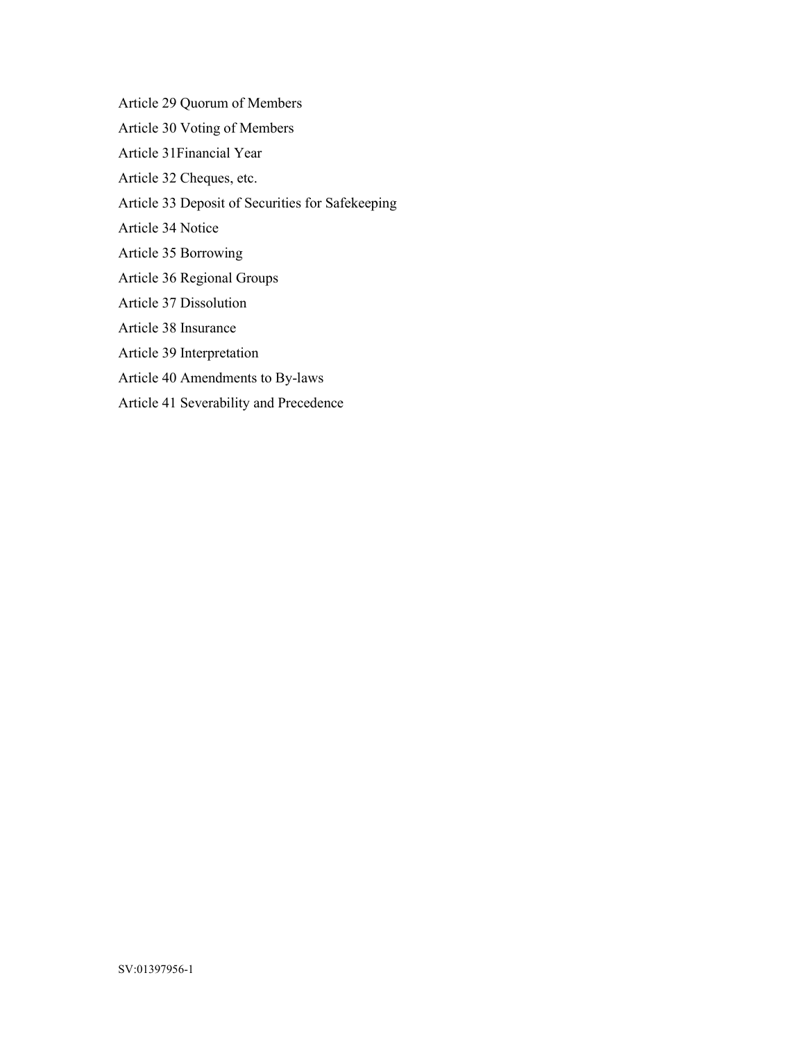Article 29 Quorum of Members

Article 30 Voting of Members

Article 31Financial Year

Article 32 Cheques, etc.

Article 33 Deposit of Securities for Safekeeping

Article 34 Notice

Article 35 Borrowing

Article 36 Regional Groups

Article 37 Dissolution

Article 38 Insurance

Article 39 Interpretation

Article 40 Amendments to By-laws

Article 41 Severability and Precedence

SV:01397956-1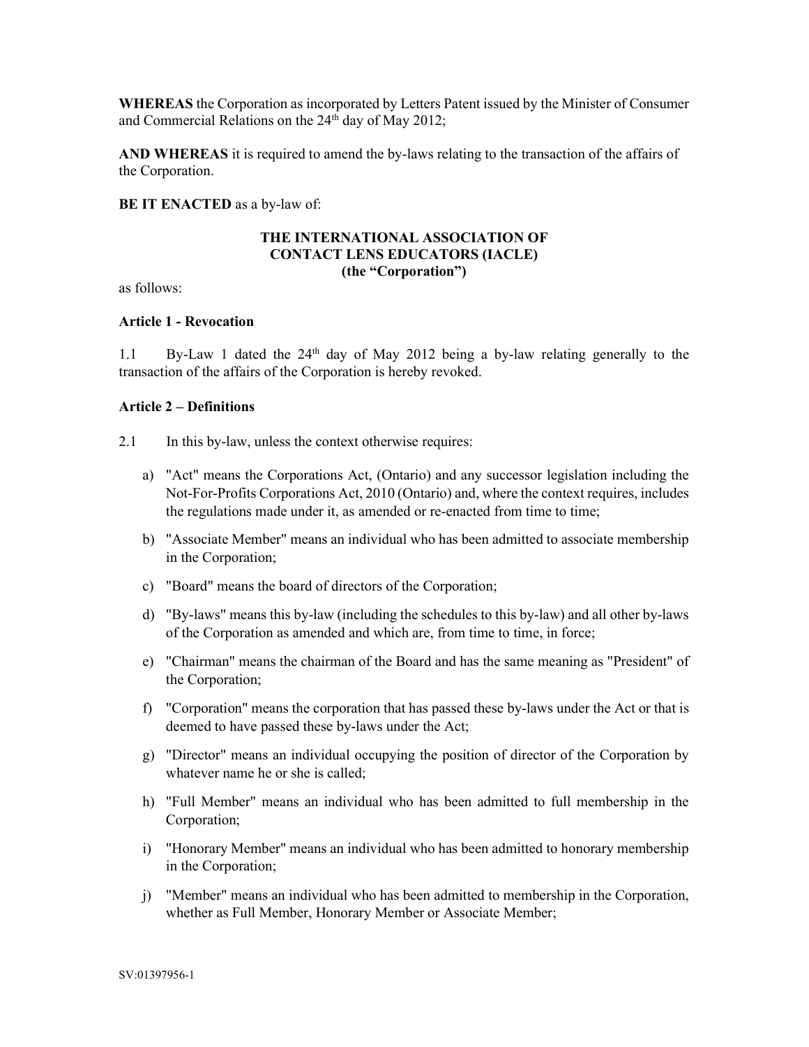**WHEREAS** the Corporation as incorporated by Letters Patent issued by the Minister of Consumer and Commercial Relations on the 24th day of May 2012;

**AND WHEREAS** it is required to amend the by-laws relating to the transaction of the affairs of the Corporation.

**BE IT ENACTED** as a by-law of:

**THE INTERNATIONAL ASSOCIATION OF CONTACT LENS EDUCATORS (IACLE) (the "Corporation")**

as follows:

**Article 1 - Revocation**

1.1 By-Law 1 dated the 24th day of May 2012 being a by-law relating generally to the transaction of the affairs of the Corporation is hereby revoked.

**Article 2 – Definitions**

2.1 In this by-law, unless the context otherwise requires:

a) "Act" means the Corporations Act, (Ontario) and any successor legislation including the Not-For-Profits Corporations Act, 2010 (Ontario) and, where the context requires, includes the regulations made under it, as amended or re-enacted from time to time;

b) "Associate Member" means an individual who has been admitted to associate membership in the Corporation;

c) "Board" means the board of directors of the Corporation;

d) "By-laws" means this by-law (including the schedules to this by-law) and all other by-laws of the Corporation as amended and which are, from time to time, in force;

e) "Chairman" means the chairman of the Board and has the same meaning as "President" of the Corporation;

f) "Corporation" means the corporation that has passed these by-laws under the Act or that is deemed to have passed these by-laws under the Act;

g) "Director" means an individual occupying the position of director of the Corporation by whatever name he or she is called;

h) "Full Member" means an individual who has been admitted to full membership in the Corporation;

i) "Honorary Member" means an individual who has been admitted to honorary membership in the Corporation;

j) "Member" means an individual who has been admitted to membership in the Corporation, whether as Full Member, Honorary Member or Associate Member;

SV:01397956-1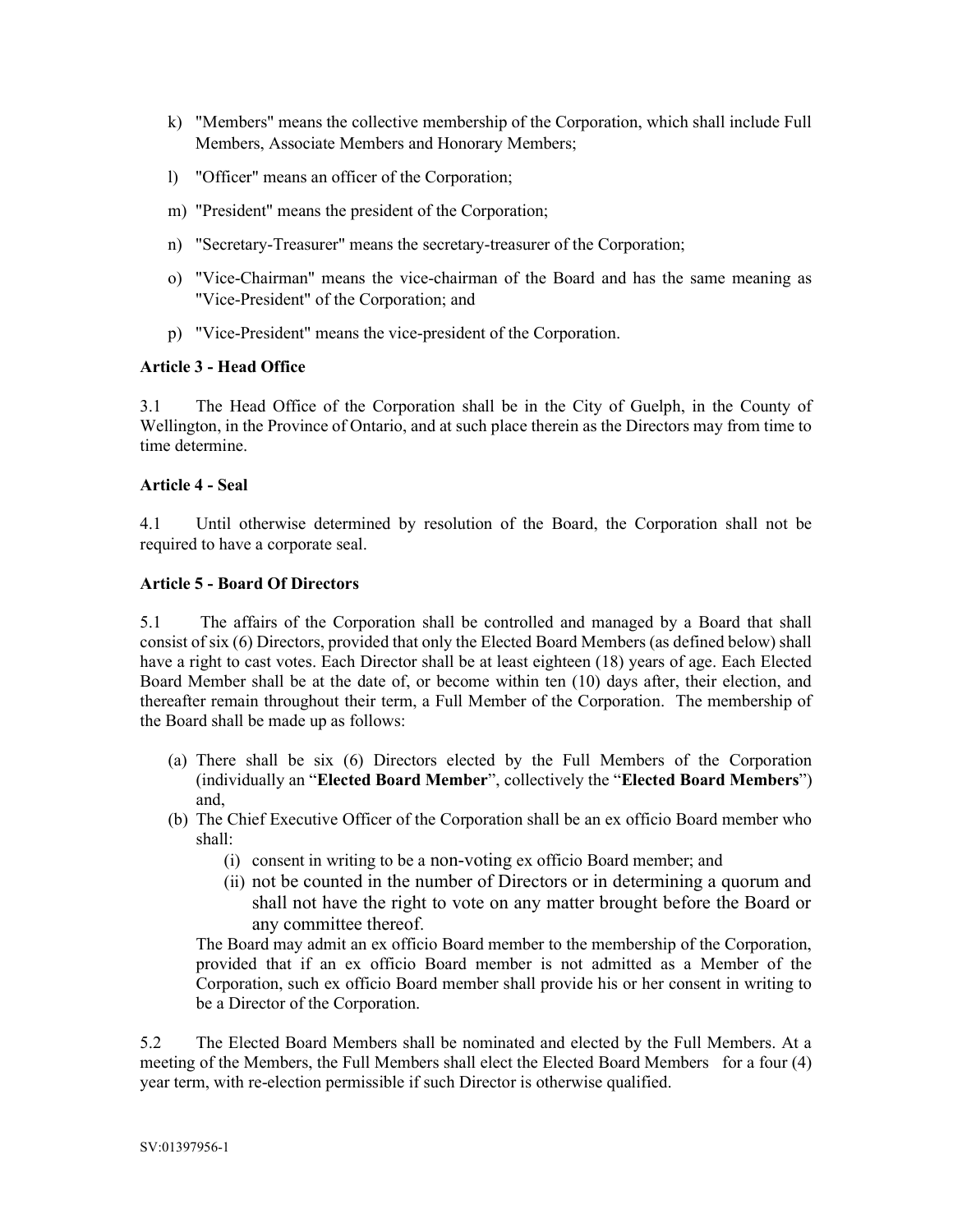k) "Members" means the collective membership of the Corporation, which shall include Full Members, Associate Members and Honorary Members;

l) "Officer" means an officer of the Corporation;

m) "President" means the president of the Corporation;

n) "Secretary-Treasurer" means the secretary-treasurer of the Corporation;

o) "Vice-Chairman" means the vice-chairman of the Board and has the same meaning as "Vice-President" of the Corporation; and

p) "Vice-President" means the vice-president of the Corporation.

**Article 3 - Head Office**

3.1 The Head Office of the Corporation shall be in the City of Guelph, in the County of Wellington, in the Province of Ontario, and at such place therein as the Directors may from time to time determine.

**Article 4 - Seal**

4.1 Until otherwise determined by resolution of the Board, the Corporation shall not be required to have a corporate seal.

**Article 5 - Board Of Directors**

5.1 The affairs of the Corporation shall be controlled and managed by a Board that shall consist of six (6) Directors, provided that only the Elected Board Members (as defined below) shall have a right to cast votes. Each Director shall be at least eighteen (18) years of age. Each Elected Board Member shall be at the date of, or become within ten (10) days after, their election, and thereafter remain throughout their term, a Full Member of the Corporation. The membership of the Board shall be made up as follows:

(a) There shall be six (6) Directors elected by the Full Members of the Corporation (individually an "**Elected Board Member**", collectively the "**Elected Board Members**") and,

(b) The Chief Executive Officer of the Corporation shall be an ex officio Board member who shall:

   (i) consent in writing to be a non-voting ex officio Board member; and

   (ii) not be counted in the number of Directors or in determining a quorum and shall not have the right to vote on any matter brought before the Board or any committee thereof.

The Board may admit an ex officio Board member to the membership of the Corporation, provided that if an ex officio Board member is not admitted as a Member of the Corporation, such ex officio Board member shall provide his or her consent in writing to be a Director of the Corporation.

5.2 The Elected Board Members shall be nominated and elected by the Full Members. At a meeting of the Members, the Full Members shall elect the Elected Board Members for a four (4) year term, with re-election permissible if such Director is otherwise qualified.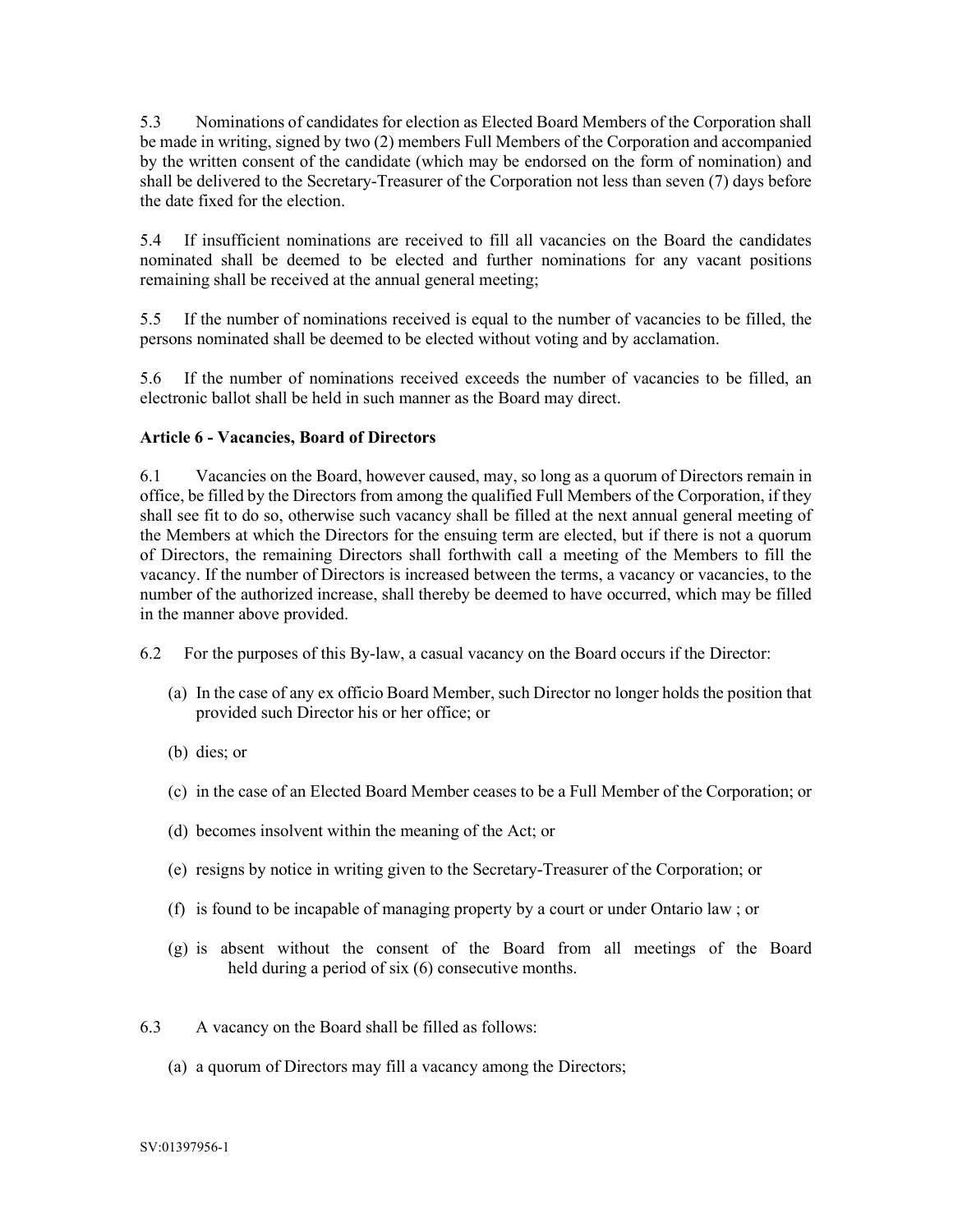5.3 Nominations of candidates for election as Elected Board Members of the Corporation shall be made in writing, signed by two (2) members Full Members of the Corporation and accompanied by the written consent of the candidate (which may be endorsed on the form of nomination) and shall be delivered to the Secretary-Treasurer of the Corporation not less than seven (7) days before the date fixed for the election.

5.4 If insufficient nominations are received to fill all vacancies on the Board the candidates nominated shall be deemed to be elected and further nominations for any vacant positions remaining shall be received at the annual general meeting;

5.5 If the number of nominations received is equal to the number of vacancies to be filled, the persons nominated shall be deemed to be elected without voting and by acclamation.

5.6 If the number of nominations received exceeds the number of vacancies to be filled, an electronic ballot shall be held in such manner as the Board may direct.

**Article 6 - Vacancies, Board of Directors**

6.1 Vacancies on the Board, however caused, may, so long as a quorum of Directors remain in office, be filled by the Directors from among the qualified Full Members of the Corporation, if they shall see fit to do so, otherwise such vacancy shall be filled at the next annual general meeting of the Members at which the Directors for the ensuing term are elected, but if there is not a quorum of Directors, the remaining Directors shall forthwith call a meeting of the Members to fill the vacancy. If the number of Directors is increased between the terms, a vacancy or vacancies, to the number of the authorized increase, shall thereby be deemed to have occurred, which may be filled in the manner above provided.

6.2 For the purposes of this By-law, a casual vacancy on the Board occurs if the Director:

(a) In the case of any ex officio Board Member, such Director no longer holds the position that provided such Director his or her office; or

(b) dies; or

(c) in the case of an Elected Board Member ceases to be a Full Member of the Corporation; or

(d) becomes insolvent within the meaning of the Act; or

(e) resigns by notice in writing given to the Secretary-Treasurer of the Corporation; or

(f) is found to be incapable of managing property by a court or under Ontario law ; or

(g) is absent without the consent of the Board from all meetings of the Board held during a period of six (6) consecutive months.

6.3 A vacancy on the Board shall be filled as follows:

(a) a quorum of Directors may fill a vacancy among the Directors;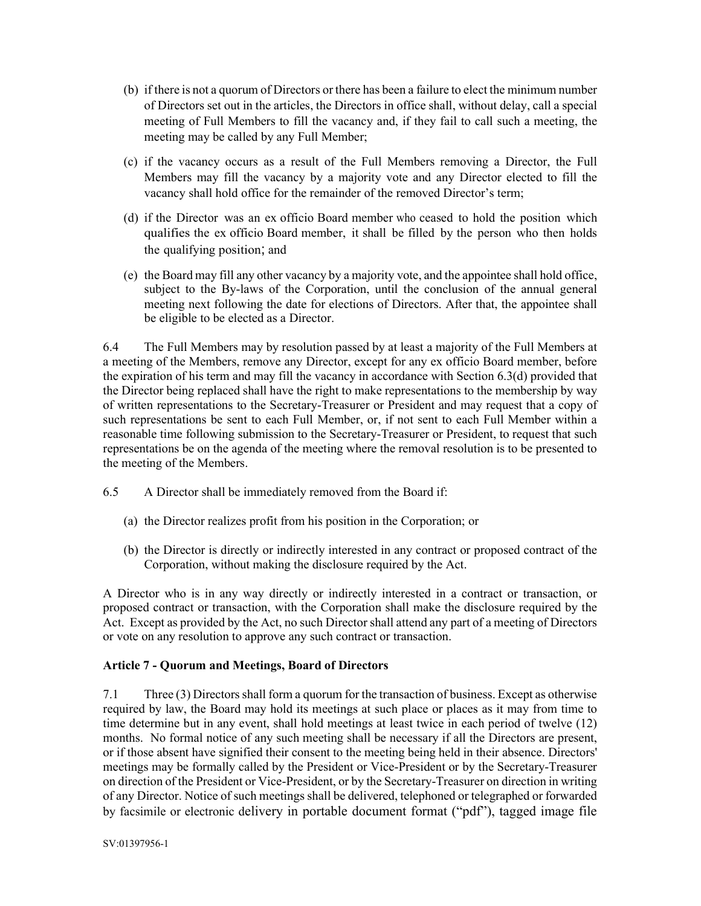(b) if there is not a quorum of Directors or there has been a failure to elect the minimum number of Directors set out in the articles, the Directors in office shall, without delay, call a special meeting of Full Members to fill the vacancy and, if they fail to call such a meeting, the meeting may be called by any Full Member;

(c) if the vacancy occurs as a result of the Full Members removing a Director, the Full Members may fill the vacancy by a majority vote and any Director elected to fill the vacancy shall hold office for the remainder of the removed Director's term;

(d) if the Director was an ex officio Board member who ceased to hold the position which qualifies the ex officio Board member, it shall be filled by the person who then holds the qualifying position; and

(e) the Board may fill any other vacancy by a majority vote, and the appointee shall hold office, subject to the By-laws of the Corporation, until the conclusion of the annual general meeting next following the date for elections of Directors. After that, the appointee shall be eligible to be elected as a Director.

6.4 The Full Members may by resolution passed by at least a majority of the Full Members at a meeting of the Members, remove any Director, except for any ex officio Board member, before the expiration of his term and may fill the vacancy in accordance with Section 6.3(d) provided that the Director being replaced shall have the right to make representations to the membership by way of written representations to the Secretary-Treasurer or President and may request that a copy of such representations be sent to each Full Member, or, if not sent to each Full Member within a reasonable time following submission to the Secretary-Treasurer or President, to request that such representations be on the agenda of the meeting where the removal resolution is to be presented to the meeting of the Members.

6.5 A Director shall be immediately removed from the Board if:

(a) the Director realizes profit from his position in the Corporation; or

(b) the Director is directly or indirectly interested in any contract or proposed contract of the Corporation, without making the disclosure required by the Act.

A Director who is in any way directly or indirectly interested in a contract or transaction, or proposed contract or transaction, with the Corporation shall make the disclosure required by the Act. Except as provided by the Act, no such Director shall attend any part of a meeting of Directors or vote on any resolution to approve any such contract or transaction.

**Article 7 - Quorum and Meetings, Board of Directors**

7.1 Three (3) Directors shall form a quorum for the transaction of business. Except as otherwise required by law, the Board may hold its meetings at such place or places as it may from time to time determine but in any event, shall hold meetings at least twice in each period of twelve (12) months. No formal notice of any such meeting shall be necessary if all the Directors are present, or if those absent have signified their consent to the meeting being held in their absence. Directors' meetings may be formally called by the President or Vice-President or by the Secretary-Treasurer on direction of the President or Vice-President, or by the Secretary-Treasurer on direction in writing of any Director. Notice of such meetings shall be delivered, telephoned or telegraphed or forwarded by facsimile or electronic delivery in portable document format ("pdf"), tagged image file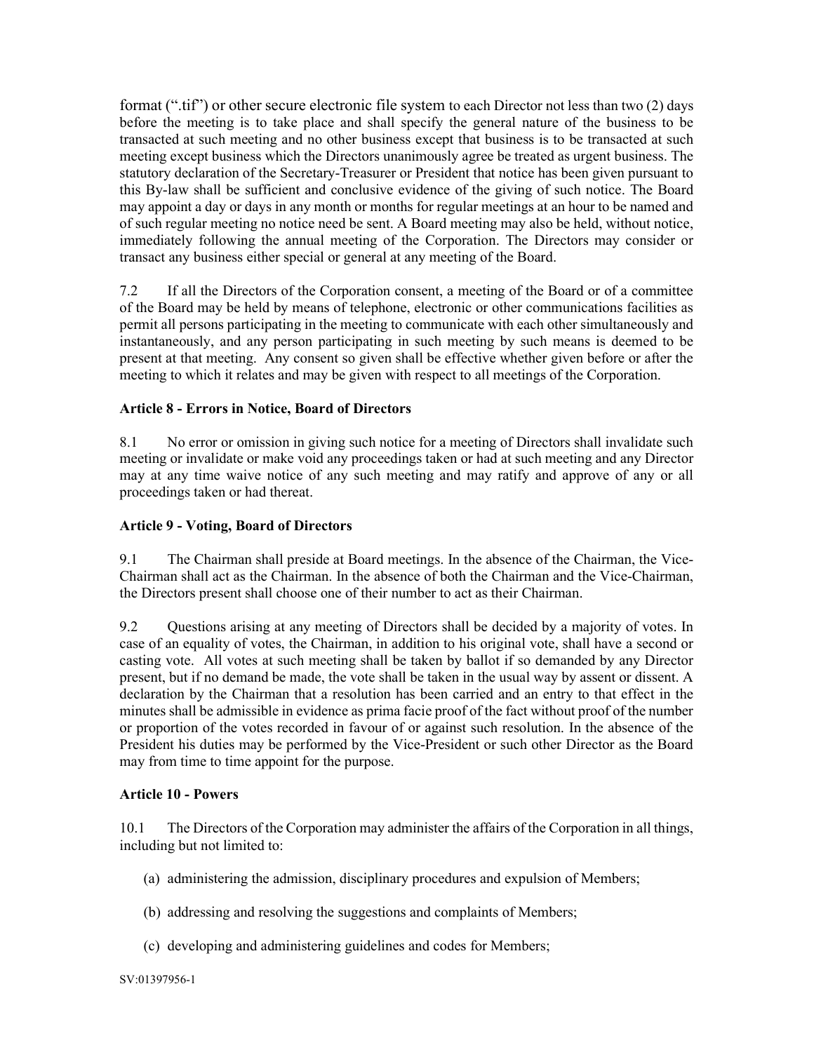format (".tif") or other secure electronic file system to each Director not less than two (2) days before the meeting is to take place and shall specify the general nature of the business to be transacted at such meeting and no other business except that business is to be transacted at such meeting except business which the Directors unanimously agree be treated as urgent business. The statutory declaration of the Secretary-Treasurer or President that notice has been given pursuant to this By-law shall be sufficient and conclusive evidence of the giving of such notice. The Board may appoint a day or days in any month or months for regular meetings at an hour to be named and of such regular meeting no notice need be sent. A Board meeting may also be held, without notice, immediately following the annual meeting of the Corporation. The Directors may consider or transact any business either special or general at any meeting of the Board.

7.2 If all the Directors of the Corporation consent, a meeting of the Board or of a committee of the Board may be held by means of telephone, electronic or other communications facilities as permit all persons participating in the meeting to communicate with each other simultaneously and instantaneously, and any person participating in such meeting by such means is deemed to be present at that meeting. Any consent so given shall be effective whether given before or after the meeting to which it relates and may be given with respect to all meetings of the Corporation.

**Article 8 - Errors in Notice, Board of Directors**

8.1 No error or omission in giving such notice for a meeting of Directors shall invalidate such meeting or invalidate or make void any proceedings taken or had at such meeting and any Director may at any time waive notice of any such meeting and may ratify and approve of any or all proceedings taken or had thereat.

**Article 9 - Voting, Board of Directors**

9.1 The Chairman shall preside at Board meetings. In the absence of the Chairman, the Vice-Chairman shall act as the Chairman. In the absence of both the Chairman and the Vice-Chairman, the Directors present shall choose one of their number to act as their Chairman.

9.2 Questions arising at any meeting of Directors shall be decided by a majority of votes. In case of an equality of votes, the Chairman, in addition to his original vote, shall have a second or casting vote. All votes at such meeting shall be taken by ballot if so demanded by any Director present, but if no demand be made, the vote shall be taken in the usual way by assent or dissent. A declaration by the Chairman that a resolution has been carried and an entry to that effect in the minutes shall be admissible in evidence as prima facie proof of the fact without proof of the number or proportion of the votes recorded in favour of or against such resolution. In the absence of the President his duties may be performed by the Vice-President or such other Director as the Board may from time to time appoint for the purpose.

**Article 10 - Powers**

10.1 The Directors of the Corporation may administer the affairs of the Corporation in all things, including but not limited to:

(a) administering the admission, disciplinary procedures and expulsion of Members;

(b) addressing and resolving the suggestions and complaints of Members;

(c) developing and administering guidelines and codes for Members;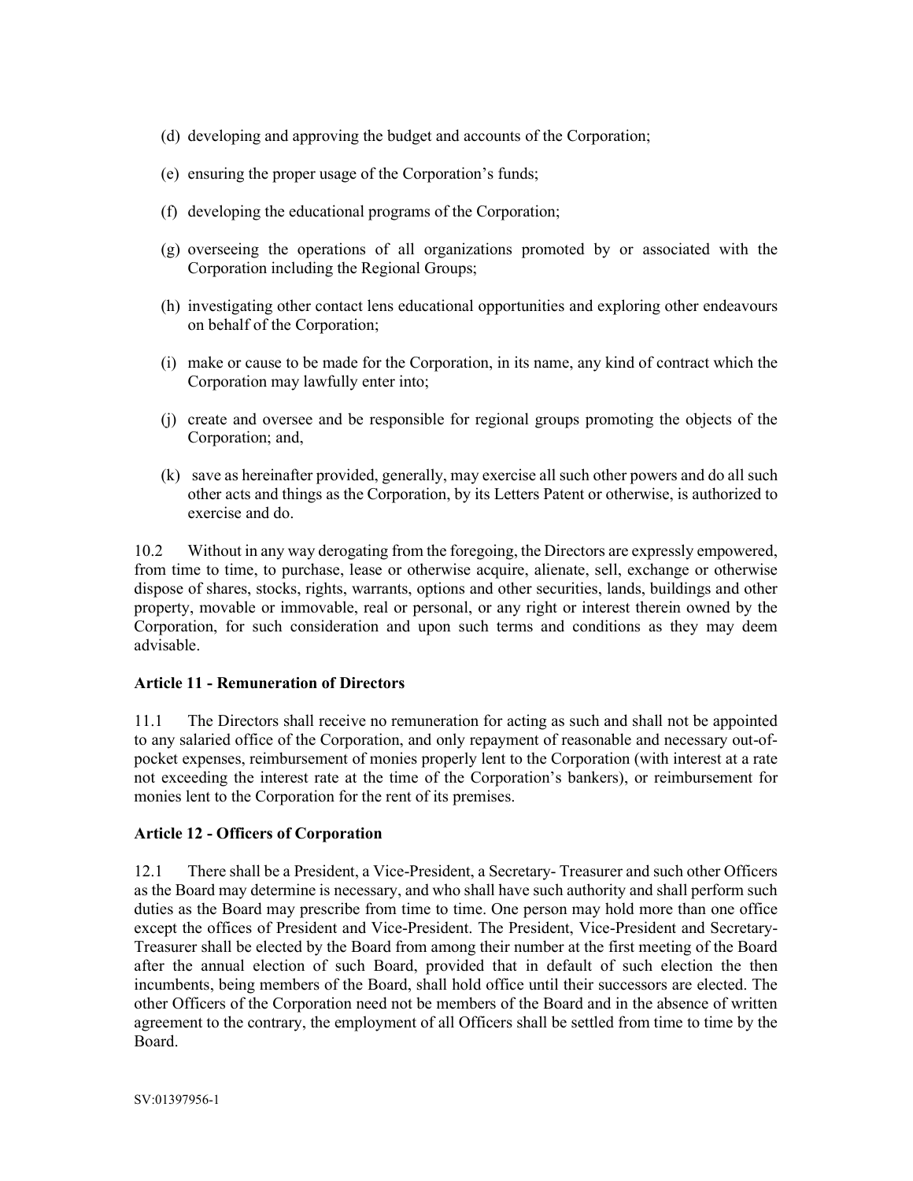(d) developing and approving the budget and accounts of the Corporation;

(e) ensuring the proper usage of the Corporation's funds;

(f) developing the educational programs of the Corporation;

(g) overseeing the operations of all organizations promoted by or associated with the Corporation including the Regional Groups;

(h) investigating other contact lens educational opportunities and exploring other endeavours on behalf of the Corporation;

(i) make or cause to be made for the Corporation, in its name, any kind of contract which the Corporation may lawfully enter into;

(j) create and oversee and be responsible for regional groups promoting the objects of the Corporation; and,

(k) save as hereinafter provided, generally, may exercise all such other powers and do all such other acts and things as the Corporation, by its Letters Patent or otherwise, is authorized to exercise and do.

10.2 Without in any way derogating from the foregoing, the Directors are expressly empowered, from time to time, to purchase, lease or otherwise acquire, alienate, sell, exchange or otherwise dispose of shares, stocks, rights, warrants, options and other securities, lands, buildings and other property, movable or immovable, real or personal, or any right or interest therein owned by the Corporation, for such consideration and upon such terms and conditions as they may deem advisable.

**Article 11 - Remuneration of Directors**

11.1 The Directors shall receive no remuneration for acting as such and shall not be appointed to any salaried office of the Corporation, and only repayment of reasonable and necessary out-of-pocket expenses, reimbursement of monies properly lent to the Corporation (with interest at a rate not exceeding the interest rate at the time of the Corporation's bankers), or reimbursement for monies lent to the Corporation for the rent of its premises.

**Article 12 - Officers of Corporation**

12.1 There shall be a President, a Vice-President, a Secretary- Treasurer and such other Officers as the Board may determine is necessary, and who shall have such authority and shall perform such duties as the Board may prescribe from time to time. One person may hold more than one office except the offices of President and Vice-President. The President, Vice-President and Secretary-Treasurer shall be elected by the Board from among their number at the first meeting of the Board after the annual election of such Board, provided that in default of such election the then incumbents, being members of the Board, shall hold office until their successors are elected. The other Officers of the Corporation need not be members of the Board and in the absence of written agreement to the contrary, the employment of all Officers shall be settled from time to time by the Board.

SV:01397956-1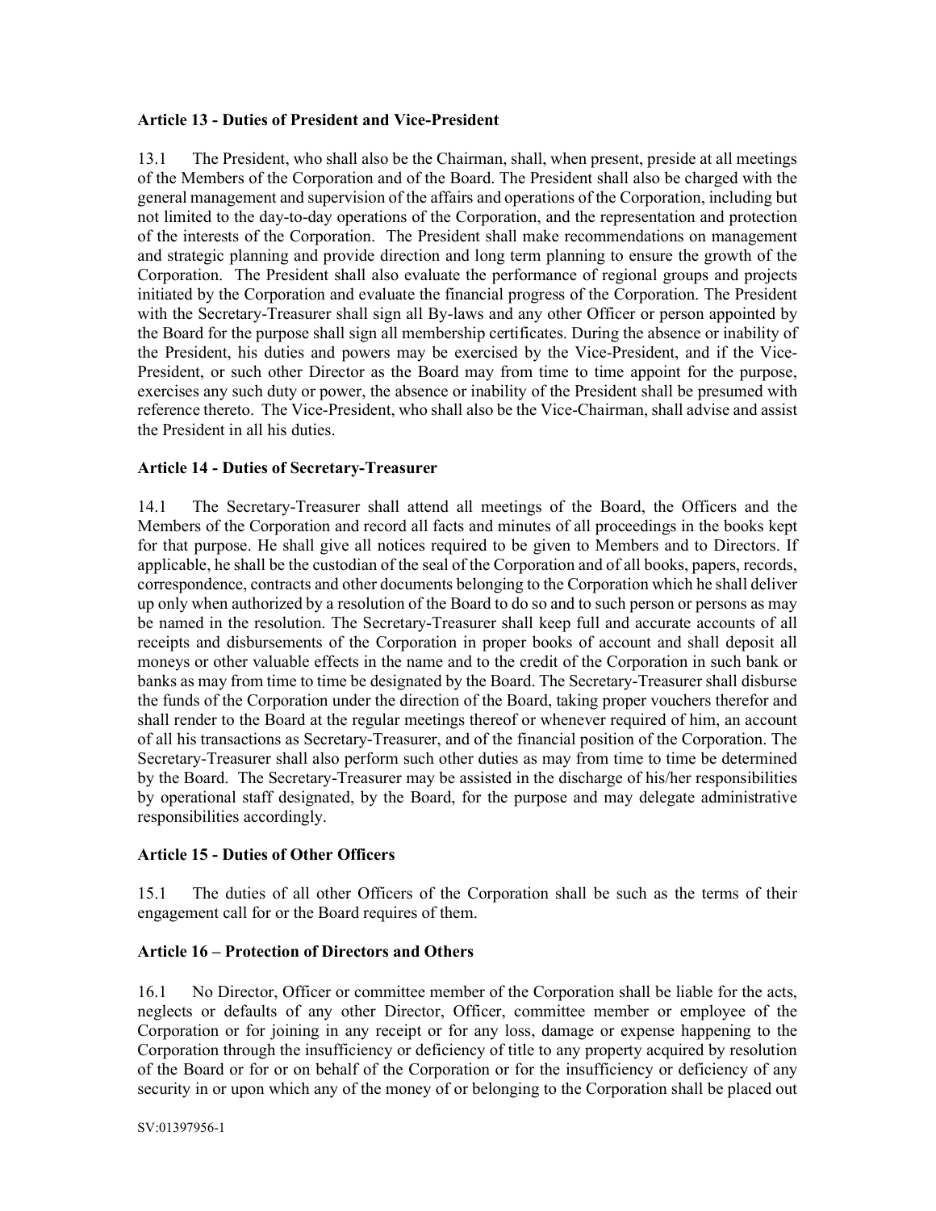## Article 13 - Duties of President and Vice-President

13.1 The President, who shall also be the Chairman, shall, when present, preside at all meetings of the Members of the Corporation and of the Board. The President shall also be charged with the general management and supervision of the affairs and operations of the Corporation, including but not limited to the day-to-day operations of the Corporation, and the representation and protection of the interests of the Corporation. The President shall make recommendations on management and strategic planning and provide direction and long term planning to ensure the growth of the Corporation. The President shall also evaluate the performance of regional groups and projects initiated by the Corporation and evaluate the financial progress of the Corporation. The President with the Secretary-Treasurer shall sign all By-laws and any other Officer or person appointed by the Board for the purpose shall sign all membership certificates. During the absence or inability of the President, his duties and powers may be exercised by the Vice-President, and if the Vice-President, or such other Director as the Board may from time to time appoint for the purpose, exercises any such duty or power, the absence or inability of the President shall be presumed with reference thereto. The Vice-President, who shall also be the Vice-Chairman, shall advise and assist the President in all his duties.

## Article 14 - Duties of Secretary-Treasurer

14.1 The Secretary-Treasurer shall attend all meetings of the Board, the Officers and the Members of the Corporation and record all facts and minutes of all proceedings in the books kept for that purpose. He shall give all notices required to be given to Members and to Directors. If applicable, he shall be the custodian of the seal of the Corporation and of all books, papers, records, correspondence, contracts and other documents belonging to the Corporation which he shall deliver up only when authorized by a resolution of the Board to do so and to such person or persons as may be named in the resolution. The Secretary-Treasurer shall keep full and accurate accounts of all receipts and disbursements of the Corporation in proper books of account and shall deposit all moneys or other valuable effects in the name and to the credit of the Corporation in such bank or banks as may from time to time be designated by the Board. The Secretary-Treasurer shall disburse the funds of the Corporation under the direction of the Board, taking proper vouchers therefor and shall render to the Board at the regular meetings thereof or whenever required of him, an account of all his transactions as Secretary-Treasurer, and of the financial position of the Corporation. The Secretary-Treasurer shall also perform such other duties as may from time to time be determined by the Board. The Secretary-Treasurer may be assisted in the discharge of his/her responsibilities by operational staff designated, by the Board, for the purpose and may delegate administrative responsibilities accordingly.

## Article 15 - Duties of Other Officers

15.1 The duties of all other Officers of the Corporation shall be such as the terms of their engagement call for or the Board requires of them.

## Article 16 – Protection of Directors and Others

16.1 No Director, Officer or committee member of the Corporation shall be liable for the acts, neglects or defaults of any other Director, Officer, committee member or employee of the Corporation or for joining in any receipt or for any loss, damage or expense happening to the Corporation through the insufficiency or deficiency of title to any property acquired by resolution of the Board or for or on behalf of the Corporation or for the insufficiency or deficiency of any security in or upon which any of the money of or belonging to the Corporation shall be placed out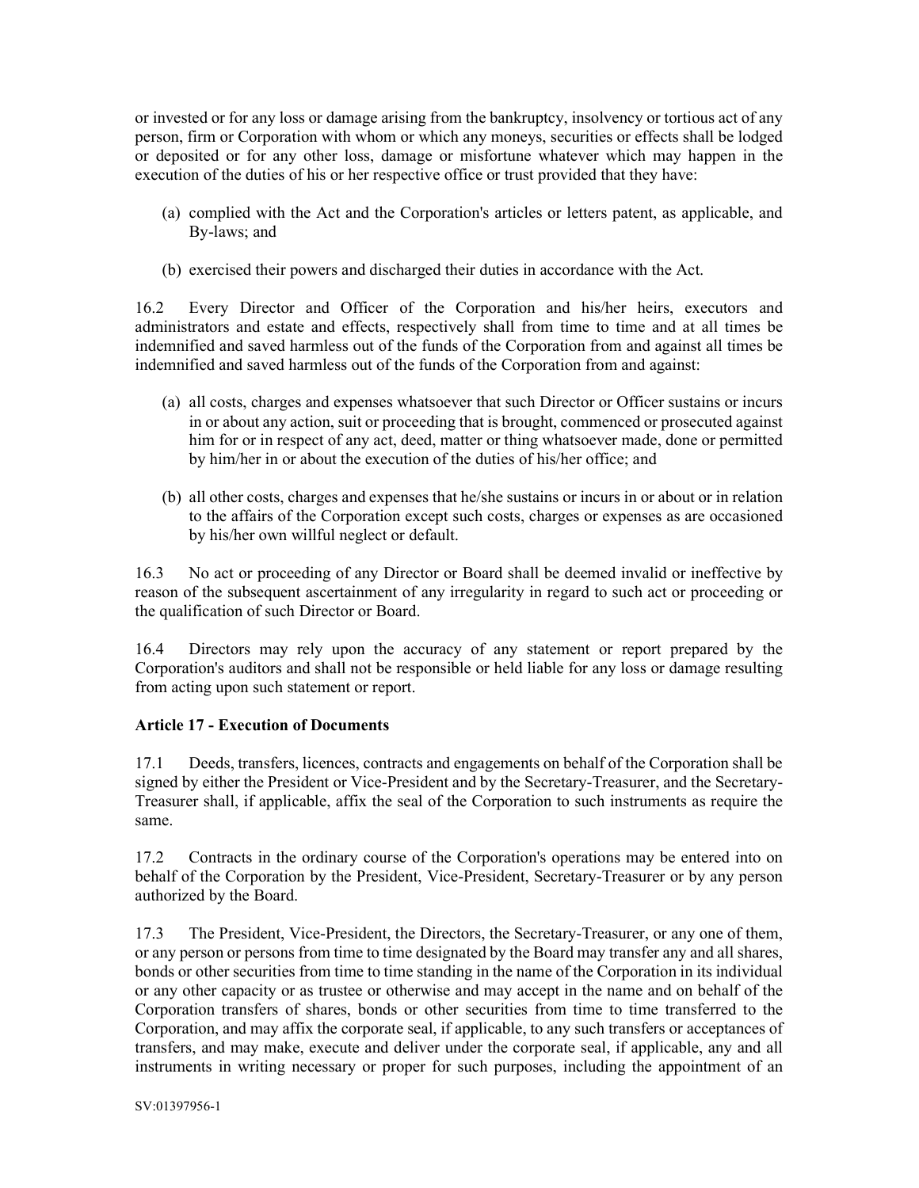or invested or for any loss or damage arising from the bankruptcy, insolvency or tortious act of any person, firm or Corporation with whom or which any moneys, securities or effects shall be lodged or deposited or for any other loss, damage or misfortune whatever which may happen in the execution of the duties of his or her respective office or trust provided that they have:

(a) complied with the Act and the Corporation's articles or letters patent, as applicable, and By-laws; and

(b) exercised their powers and discharged their duties in accordance with the Act.

16.2 Every Director and Officer of the Corporation and his/her heirs, executors and administrators and estate and effects, respectively shall from time to time and at all times be indemnified and saved harmless out of the funds of the Corporation from and against all times be indemnified and saved harmless out of the funds of the Corporation from and against:

(a) all costs, charges and expenses whatsoever that such Director or Officer sustains or incurs in or about any action, suit or proceeding that is brought, commenced or prosecuted against him for or in respect of any act, deed, matter or thing whatsoever made, done or permitted by him/her in or about the execution of the duties of his/her office; and

(b) all other costs, charges and expenses that he/she sustains or incurs in or about or in relation to the affairs of the Corporation except such costs, charges or expenses as are occasioned by his/her own willful neglect or default.

16.3 No act or proceeding of any Director or Board shall be deemed invalid or ineffective by reason of the subsequent ascertainment of any irregularity in regard to such act or proceeding or the qualification of such Director or Board.

16.4 Directors may rely upon the accuracy of any statement or report prepared by the Corporation's auditors and shall not be responsible or held liable for any loss or damage resulting from acting upon such statement or report.

### Article 17 - Execution of Documents

17.1 Deeds, transfers, licences, contracts and engagements on behalf of the Corporation shall be signed by either the President or Vice-President and by the Secretary-Treasurer, and the Secretary-Treasurer shall, if applicable, affix the seal of the Corporation to such instruments as require the same.

17.2 Contracts in the ordinary course of the Corporation's operations may be entered into on behalf of the Corporation by the President, Vice-President, Secretary-Treasurer or by any person authorized by the Board.

17.3 The President, Vice-President, the Directors, the Secretary-Treasurer, or any one of them, or any person or persons from time to time designated by the Board may transfer any and all shares, bonds or other securities from time to time standing in the name of the Corporation in its individual or any other capacity or as trustee or otherwise and may accept in the name and on behalf of the Corporation transfers of shares, bonds or other securities from time to time transferred to the Corporation, and may affix the corporate seal, if applicable, to any such transfers or acceptances of transfers, and may make, execute and deliver under the corporate seal, if applicable, any and all instruments in writing necessary or proper for such purposes, including the appointment of an

SV:01397956-1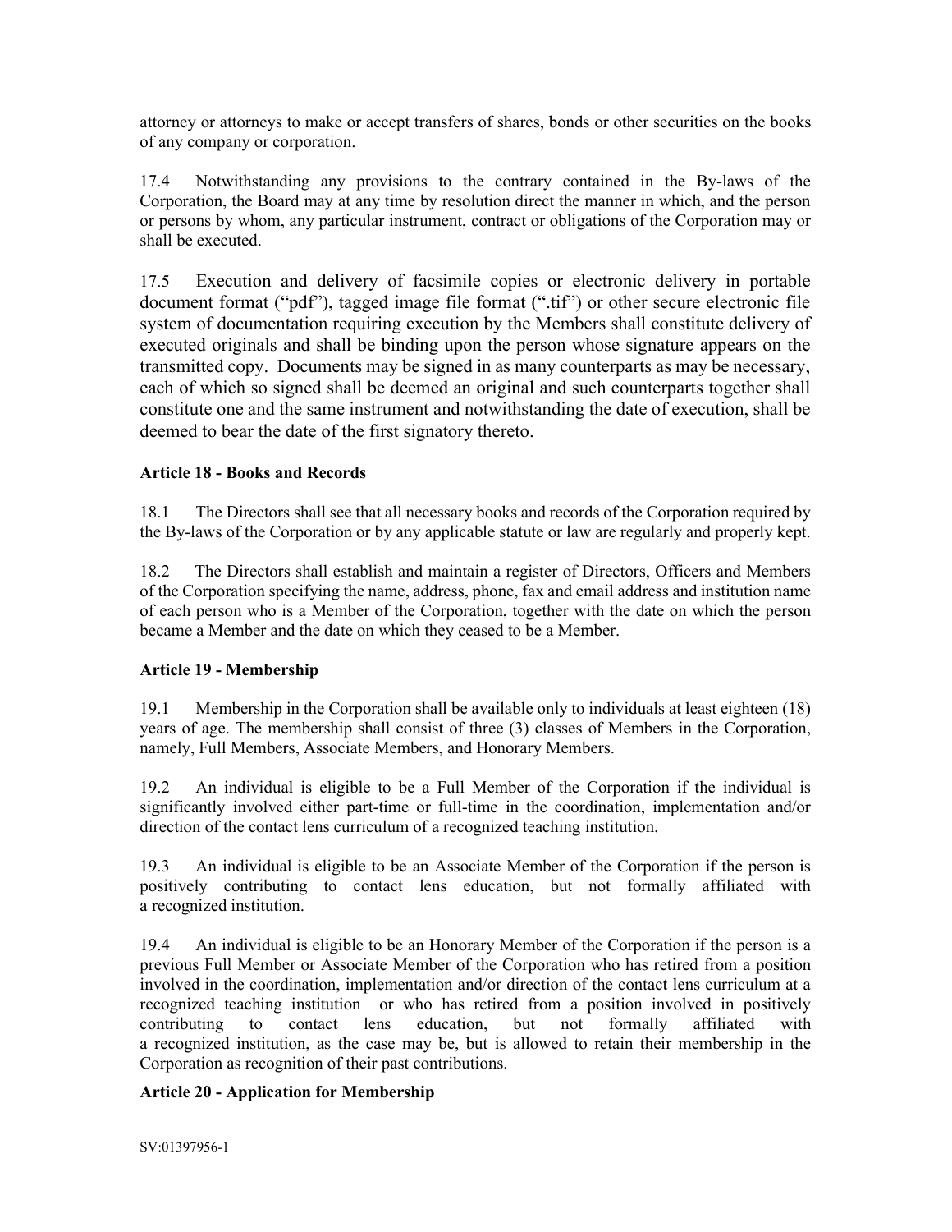attorney or attorneys to make or accept transfers of shares, bonds or other securities on the books of any company or corporation.

17.4 Notwithstanding any provisions to the contrary contained in the By-laws of the Corporation, the Board may at any time by resolution direct the manner in which, and the person or persons by whom, any particular instrument, contract or obligations of the Corporation may or shall be executed.

17.5 Execution and delivery of facsimile copies or electronic delivery in portable document format ("pdf"), tagged image file format (".tif") or other secure electronic file system of documentation requiring execution by the Members shall constitute delivery of executed originals and shall be binding upon the person whose signature appears on the transmitted copy. Documents may be signed in as many counterparts as may be necessary, each of which so signed shall be deemed an original and such counterparts together shall constitute one and the same instrument and notwithstanding the date of execution, shall be deemed to bear the date of the first signatory thereto.

### Article 18 - Books and Records

18.1 The Directors shall see that all necessary books and records of the Corporation required by the By-laws of the Corporation or by any applicable statute or law are regularly and properly kept.

18.2 The Directors shall establish and maintain a register of Directors, Officers and Members of the Corporation specifying the name, address, phone, fax and email address and institution name of each person who is a Member of the Corporation, together with the date on which the person became a Member and the date on which they ceased to be a Member.

### Article 19 - Membership

19.1 Membership in the Corporation shall be available only to individuals at least eighteen (18) years of age. The membership shall consist of three (3) classes of Members in the Corporation, namely, Full Members, Associate Members, and Honorary Members.

19.2 An individual is eligible to be a Full Member of the Corporation if the individual is significantly involved either part-time or full-time in the coordination, implementation and/or direction of the contact lens curriculum of a recognized teaching institution.

19.3 An individual is eligible to be an Associate Member of the Corporation if the person is positively contributing to contact lens education, but not formally affiliated with a recognized institution.

19.4 An individual is eligible to be an Honorary Member of the Corporation if the person is a previous Full Member or Associate Member of the Corporation who has retired from a position involved in the coordination, implementation and/or direction of the contact lens curriculum at a recognized teaching institution or who has retired from a position involved in positively contributing to contact lens education, but not formally affiliated with a recognized institution, as the case may be, but is allowed to retain their membership in the Corporation as recognition of their past contributions.

### Article 20 - Application for Membership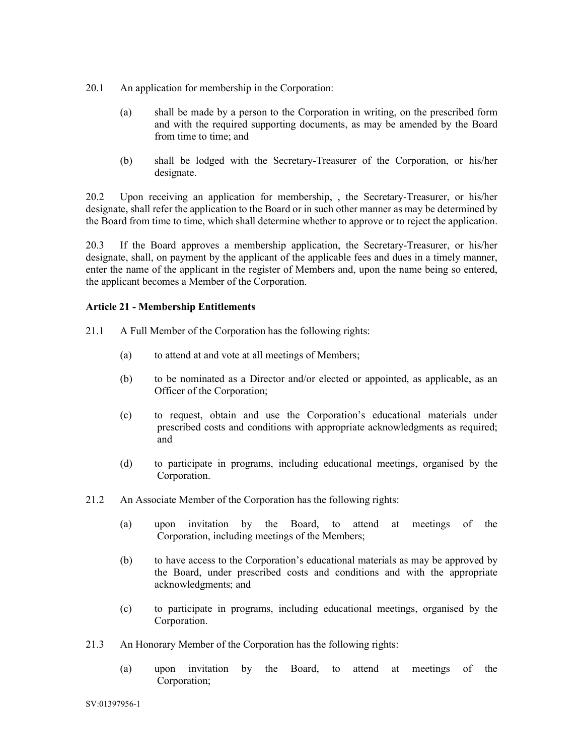20.1 An application for membership in the Corporation:

(a) shall be made by a person to the Corporation in writing, on the prescribed form and with the required supporting documents, as may be amended by the Board from time to time; and

(b) shall be lodged with the Secretary-Treasurer of the Corporation, or his/her designate.

20.2 Upon receiving an application for membership, , the Secretary-Treasurer, or his/her designate, shall refer the application to the Board or in such other manner as may be determined by the Board from time to time, which shall determine whether to approve or to reject the application.

20.3 If the Board approves a membership application, the Secretary-Treasurer, or his/her designate, shall, on payment by the applicant of the applicable fees and dues in a timely manner, enter the name of the applicant in the register of Members and, upon the name being so entered, the applicant becomes a Member of the Corporation.

**Article 21 - Membership Entitlements**

21.1 A Full Member of the Corporation has the following rights:

(a) to attend at and vote at all meetings of Members;

(b) to be nominated as a Director and/or elected or appointed, as applicable, as an Officer of the Corporation;

(c) to request, obtain and use the Corporation's educational materials under prescribed costs and conditions with appropriate acknowledgments as required; and

(d) to participate in programs, including educational meetings, organised by the Corporation.

21.2 An Associate Member of the Corporation has the following rights:

(a) upon invitation by the Board, to attend at meetings of the Corporation, including meetings of the Members;

(b) to have access to the Corporation's educational materials as may be approved by the Board, under prescribed costs and conditions and with the appropriate acknowledgments; and

(c) to participate in programs, including educational meetings, organised by the Corporation.

21.3 An Honorary Member of the Corporation has the following rights:

(a) upon invitation by the Board, to attend at meetings of the Corporation;

SV:01397956-1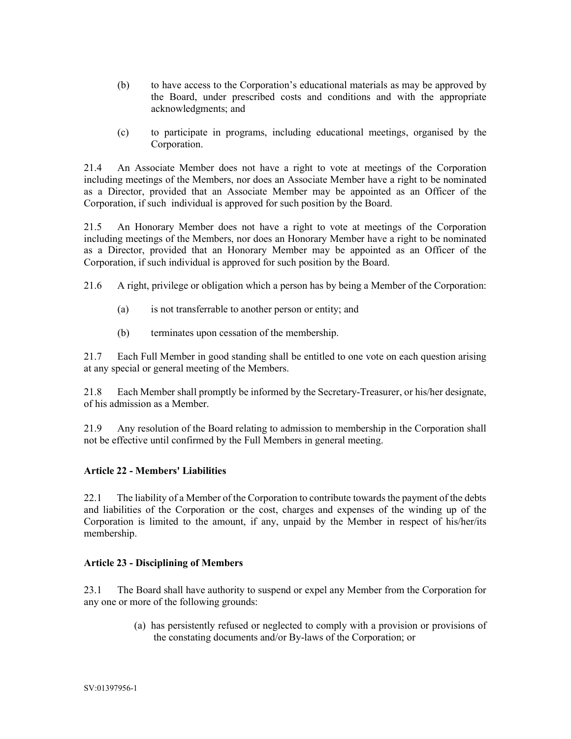(b) to have access to the Corporation's educational materials as may be approved by the Board, under prescribed costs and conditions and with the appropriate acknowledgments; and

(c) to participate in programs, including educational meetings, organised by the Corporation.

21.4 An Associate Member does not have a right to vote at meetings of the Corporation including meetings of the Members, nor does an Associate Member have a right to be nominated as a Director, provided that an Associate Member may be appointed as an Officer of the Corporation, if such individual is approved for such position by the Board.

21.5 An Honorary Member does not have a right to vote at meetings of the Corporation including meetings of the Members, nor does an Honorary Member have a right to be nominated as a Director, provided that an Honorary Member may be appointed as an Officer of the Corporation, if such individual is approved for such position by the Board.

21.6 A right, privilege or obligation which a person has by being a Member of the Corporation:

(a) is not transferrable to another person or entity; and

(b) terminates upon cessation of the membership.

21.7 Each Full Member in good standing shall be entitled to one vote on each question arising at any special or general meeting of the Members.

21.8 Each Member shall promptly be informed by the Secretary-Treasurer, or his/her designate, of his admission as a Member.

21.9 Any resolution of the Board relating to admission to membership in the Corporation shall not be effective until confirmed by the Full Members in general meeting.

### Article 22 - Members' Liabilities

22.1 The liability of a Member of the Corporation to contribute towards the payment of the debts and liabilities of the Corporation or the cost, charges and expenses of the winding up of the Corporation is limited to the amount, if any, unpaid by the Member in respect of his/her/its membership.

### Article 23 - Disciplining of Members

23.1 The Board shall have authority to suspend or expel any Member from the Corporation for any one or more of the following grounds:

(a) has persistently refused or neglected to comply with a provision or provisions of the constating documents and/or By-laws of the Corporation; or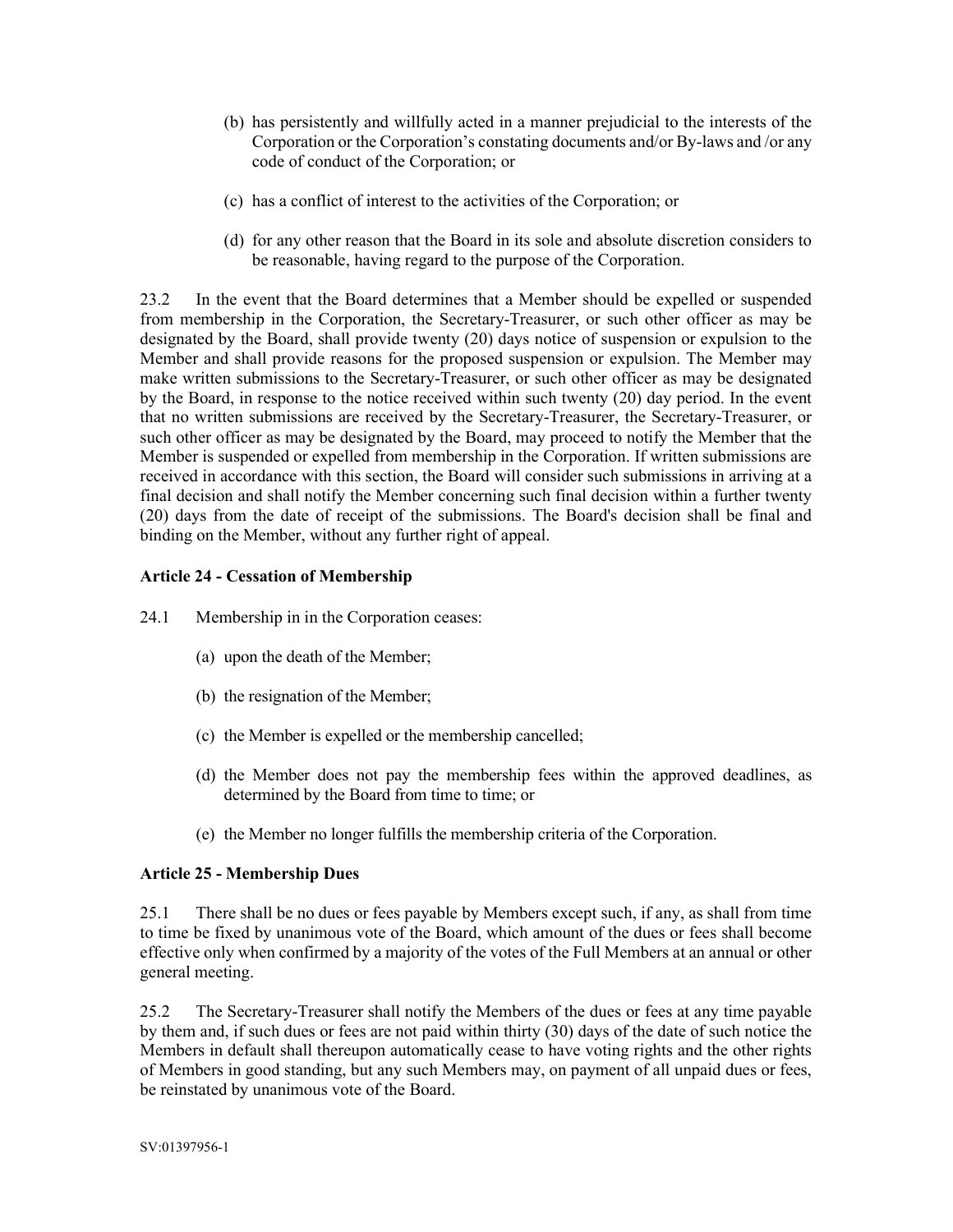(b) has persistently and willfully acted in a manner prejudicial to the interests of the Corporation or the Corporation's constating documents and/or By-laws and /or any code of conduct of the Corporation; or

(c) has a conflict of interest to the activities of the Corporation; or

(d) for any other reason that the Board in its sole and absolute discretion considers to be reasonable, having regard to the purpose of the Corporation.

23.2 In the event that the Board determines that a Member should be expelled or suspended from membership in the Corporation, the Secretary-Treasurer, or such other officer as may be designated by the Board, shall provide twenty (20) days notice of suspension or expulsion to the Member and shall provide reasons for the proposed suspension or expulsion. The Member may make written submissions to the Secretary-Treasurer, or such other officer as may be designated by the Board, in response to the notice received within such twenty (20) day period. In the event that no written submissions are received by the Secretary-Treasurer, the Secretary-Treasurer, or such other officer as may be designated by the Board, may proceed to notify the Member that the Member is suspended or expelled from membership in the Corporation. If written submissions are received in accordance with this section, the Board will consider such submissions in arriving at a final decision and shall notify the Member concerning such final decision within a further twenty (20) days from the date of receipt of the submissions. The Board's decision shall be final and binding on the Member, without any further right of appeal.

**Article 24 - Cessation of Membership**

24.1 Membership in in the Corporation ceases:

(a) upon the death of the Member;

(b) the resignation of the Member;

(c) the Member is expelled or the membership cancelled;

(d) the Member does not pay the membership fees within the approved deadlines, as determined by the Board from time to time; or

(e) the Member no longer fulfills the membership criteria of the Corporation.

**Article 25 - Membership Dues**

25.1 There shall be no dues or fees payable by Members except such, if any, as shall from time to time be fixed by unanimous vote of the Board, which amount of the dues or fees shall become effective only when confirmed by a majority of the votes of the Full Members at an annual or other general meeting.

25.2 The Secretary-Treasurer shall notify the Members of the dues or fees at any time payable by them and, if such dues or fees are not paid within thirty (30) days of the date of such notice the Members in default shall thereupon automatically cease to have voting rights and the other rights of Members in good standing, but any such Members may, on payment of all unpaid dues or fees, be reinstated by unanimous vote of the Board.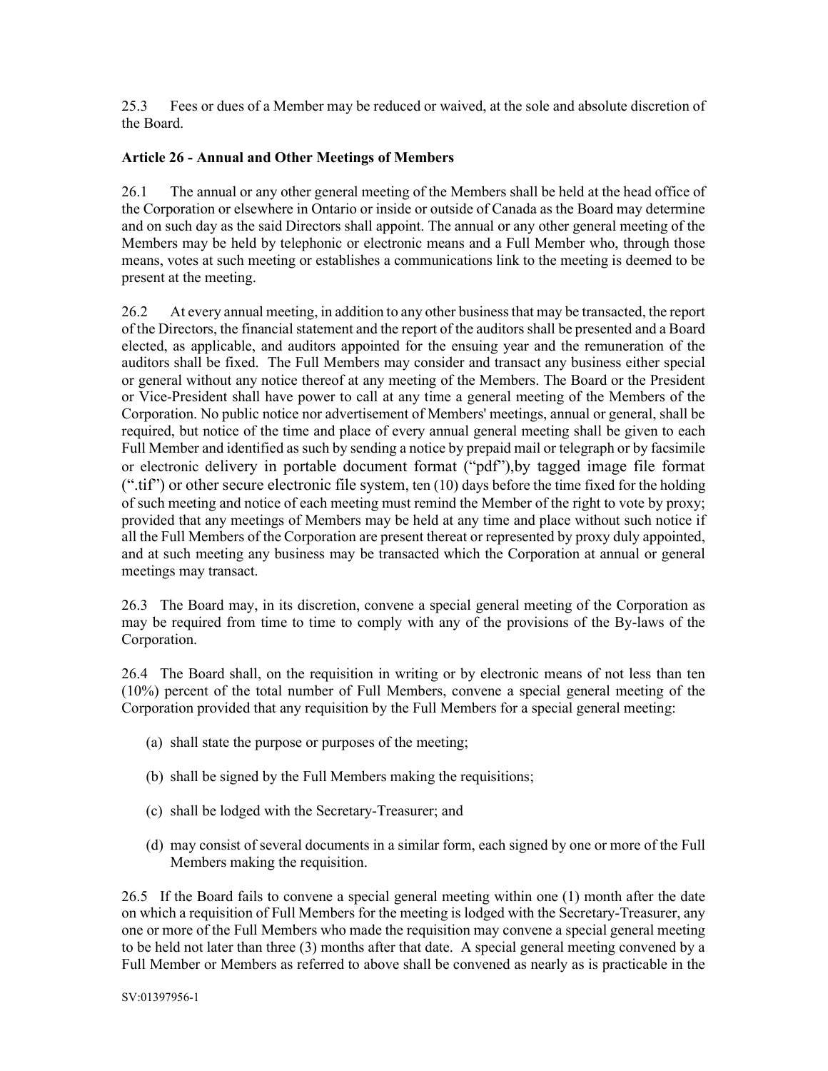25.3 Fees or dues of a Member may be reduced or waived, at the sole and absolute discretion of the Board.

**Article 26 - Annual and Other Meetings of Members**

26.1 The annual or any other general meeting of the Members shall be held at the head office of the Corporation or elsewhere in Ontario or inside or outside of Canada as the Board may determine and on such day as the said Directors shall appoint. The annual or any other general meeting of the Members may be held by telephonic or electronic means and a Full Member who, through those means, votes at such meeting or establishes a communications link to the meeting is deemed to be present at the meeting.

26.2 At every annual meeting, in addition to any other business that may be transacted, the report of the Directors, the financial statement and the report of the auditors shall be presented and a Board elected, as applicable, and auditors appointed for the ensuing year and the remuneration of the auditors shall be fixed. The Full Members may consider and transact any business either special or general without any notice thereof at any meeting of the Members. The Board or the President or Vice-President shall have power to call at any time a general meeting of the Members of the Corporation. No public notice nor advertisement of Members' meetings, annual or general, shall be required, but notice of the time and place of every annual general meeting shall be given to each Full Member and identified as such by sending a notice by prepaid mail or telegraph or by facsimile or electronic delivery in portable document format ("pdf"),by tagged image file format (".tif") or other secure electronic file system, ten (10) days before the time fixed for the holding of such meeting and notice of each meeting must remind the Member of the right to vote by proxy; provided that any meetings of Members may be held at any time and place without such notice if all the Full Members of the Corporation are present thereat or represented by proxy duly appointed, and at such meeting any business may be transacted which the Corporation at annual or general meetings may transact.

26.3 The Board may, in its discretion, convene a special general meeting of the Corporation as may be required from time to time to comply with any of the provisions of the By-laws of the Corporation.

26.4 The Board shall, on the requisition in writing or by electronic means of not less than ten (10%) percent of the total number of Full Members, convene a special general meeting of the Corporation provided that any requisition by the Full Members for a special general meeting:

(a) shall state the purpose or purposes of the meeting;

(b) shall be signed by the Full Members making the requisitions;

(c) shall be lodged with the Secretary-Treasurer; and

(d) may consist of several documents in a similar form, each signed by one or more of the Full Members making the requisition.

26.5 If the Board fails to convene a special general meeting within one (1) month after the date on which a requisition of Full Members for the meeting is lodged with the Secretary-Treasurer, any one or more of the Full Members who made the requisition may convene a special general meeting to be held not later than three (3) months after that date. A special general meeting convened by a Full Member or Members as referred to above shall be convened as nearly as is practicable in the

SV:01397956-1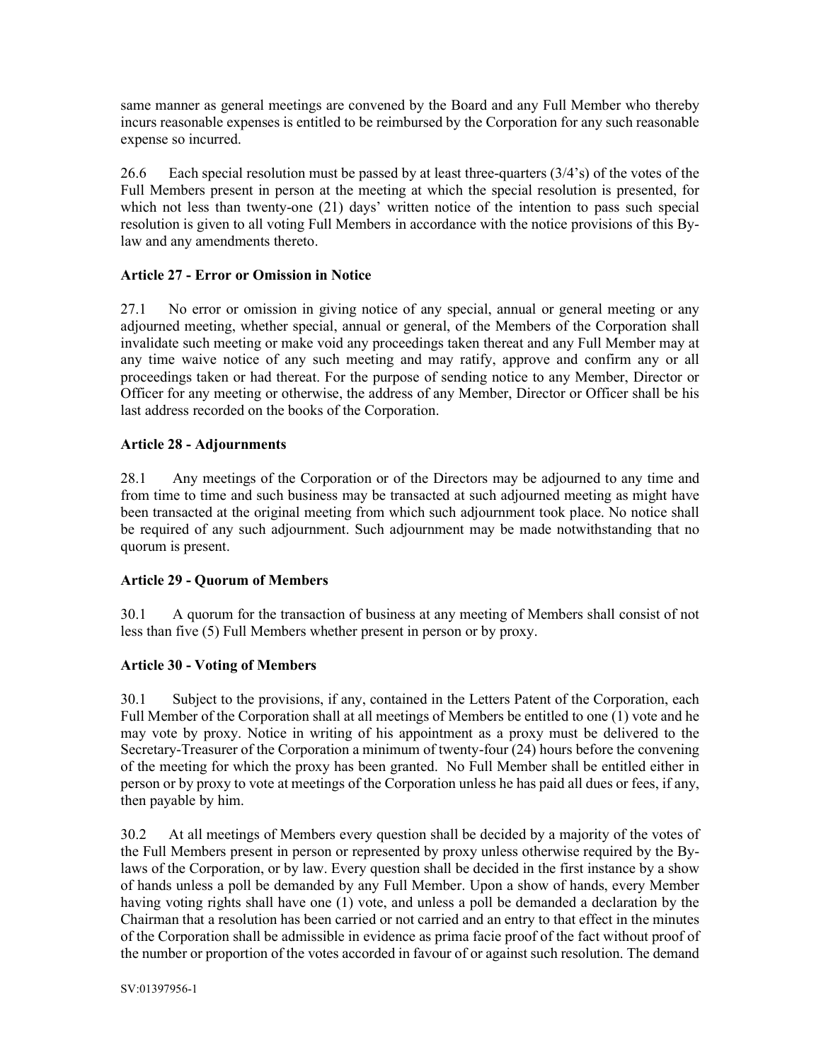same manner as general meetings are convened by the Board and any Full Member who thereby incurs reasonable expenses is entitled to be reimbursed by the Corporation for any such reasonable expense so incurred.

26.6 Each special resolution must be passed by at least three-quarters (3/4's) of the votes of the Full Members present in person at the meeting at which the special resolution is presented, for which not less than twenty-one (21) days' written notice of the intention to pass such special resolution is given to all voting Full Members in accordance with the notice provisions of this By-law and any amendments thereto.

### Article 27 - Error or Omission in Notice

27.1 No error or omission in giving notice of any special, annual or general meeting or any adjourned meeting, whether special, annual or general, of the Members of the Corporation shall invalidate such meeting or make void any proceedings taken thereat and any Full Member may at any time waive notice of any such meeting and may ratify, approve and confirm any or all proceedings taken or had thereat. For the purpose of sending notice to any Member, Director or Officer for any meeting or otherwise, the address of any Member, Director or Officer shall be his last address recorded on the books of the Corporation.

### Article 28 - Adjournments

28.1 Any meetings of the Corporation or of the Directors may be adjourned to any time and from time to time and such business may be transacted at such adjourned meeting as might have been transacted at the original meeting from which such adjournment took place. No notice shall be required of any such adjournment. Such adjournment may be made notwithstanding that no quorum is present.

### Article 29 - Quorum of Members

30.1 A quorum for the transaction of business at any meeting of Members shall consist of not less than five (5) Full Members whether present in person or by proxy.

### Article 30 - Voting of Members

30.1 Subject to the provisions, if any, contained in the Letters Patent of the Corporation, each Full Member of the Corporation shall at all meetings of Members be entitled to one (1) vote and he may vote by proxy. Notice in writing of his appointment as a proxy must be delivered to the Secretary-Treasurer of the Corporation a minimum of twenty-four (24) hours before the convening of the meeting for which the proxy has been granted. No Full Member shall be entitled either in person or by proxy to vote at meetings of the Corporation unless he has paid all dues or fees, if any, then payable by him.

30.2 At all meetings of Members every question shall be decided by a majority of the votes of the Full Members present in person or represented by proxy unless otherwise required by the By-laws of the Corporation, or by law. Every question shall be decided in the first instance by a show of hands unless a poll be demanded by any Full Member. Upon a show of hands, every Member having voting rights shall have one (1) vote, and unless a poll be demanded a declaration by the Chairman that a resolution has been carried or not carried and an entry to that effect in the minutes of the Corporation shall be admissible in evidence as prima facie proof of the fact without proof of the number or proportion of the votes accorded in favour of or against such resolution. The demand

SV:01397956-1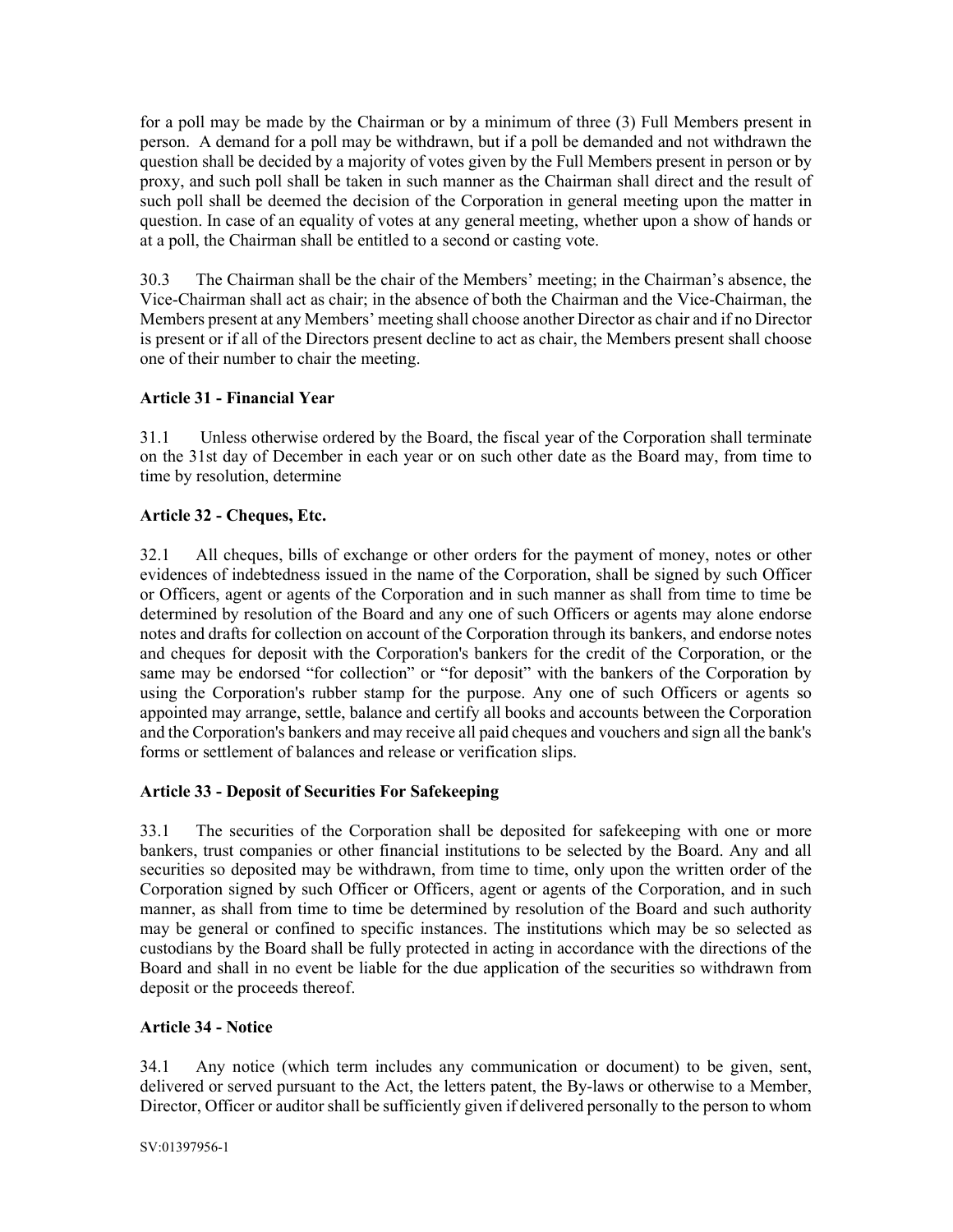for a poll may be made by the Chairman or by a minimum of three (3) Full Members present in person. A demand for a poll may be withdrawn, but if a poll be demanded and not withdrawn the question shall be decided by a majority of votes given by the Full Members present in person or by proxy, and such poll shall be taken in such manner as the Chairman shall direct and the result of such poll shall be deemed the decision of the Corporation in general meeting upon the matter in question. In case of an equality of votes at any general meeting, whether upon a show of hands or at a poll, the Chairman shall be entitled to a second or casting vote.

30.3 The Chairman shall be the chair of the Members' meeting; in the Chairman's absence, the Vice-Chairman shall act as chair; in the absence of both the Chairman and the Vice-Chairman, the Members present at any Members' meeting shall choose another Director as chair and if no Director is present or if all of the Directors present decline to act as chair, the Members present shall choose one of their number to chair the meeting.

**Article 31 - Financial Year**

31.1 Unless otherwise ordered by the Board, the fiscal year of the Corporation shall terminate on the 31st day of December in each year or on such other date as the Board may, from time to time by resolution, determine

**Article 32 - Cheques, Etc.**

32.1 All cheques, bills of exchange or other orders for the payment of money, notes or other evidences of indebtedness issued in the name of the Corporation, shall be signed by such Officer or Officers, agent or agents of the Corporation and in such manner as shall from time to time be determined by resolution of the Board and any one of such Officers or agents may alone endorse notes and drafts for collection on account of the Corporation through its bankers, and endorse notes and cheques for deposit with the Corporation's bankers for the credit of the Corporation, or the same may be endorsed "for collection" or "for deposit" with the bankers of the Corporation by using the Corporation's rubber stamp for the purpose. Any one of such Officers or agents so appointed may arrange, settle, balance and certify all books and accounts between the Corporation and the Corporation's bankers and may receive all paid cheques and vouchers and sign all the bank's forms or settlement of balances and release or verification slips.

**Article 33 - Deposit of Securities For Safekeeping**

33.1 The securities of the Corporation shall be deposited for safekeeping with one or more bankers, trust companies or other financial institutions to be selected by the Board. Any and all securities so deposited may be withdrawn, from time to time, only upon the written order of the Corporation signed by such Officer or Officers, agent or agents of the Corporation, and in such manner, as shall from time to time be determined by resolution of the Board and such authority may be general or confined to specific instances. The institutions which may be so selected as custodians by the Board shall be fully protected in acting in accordance with the directions of the Board and shall in no event be liable for the due application of the securities so withdrawn from deposit or the proceeds thereof.

**Article 34 - Notice**

34.1 Any notice (which term includes any communication or document) to be given, sent, delivered or served pursuant to the Act, the letters patent, the By-laws or otherwise to a Member, Director, Officer or auditor shall be sufficiently given if delivered personally to the person to whom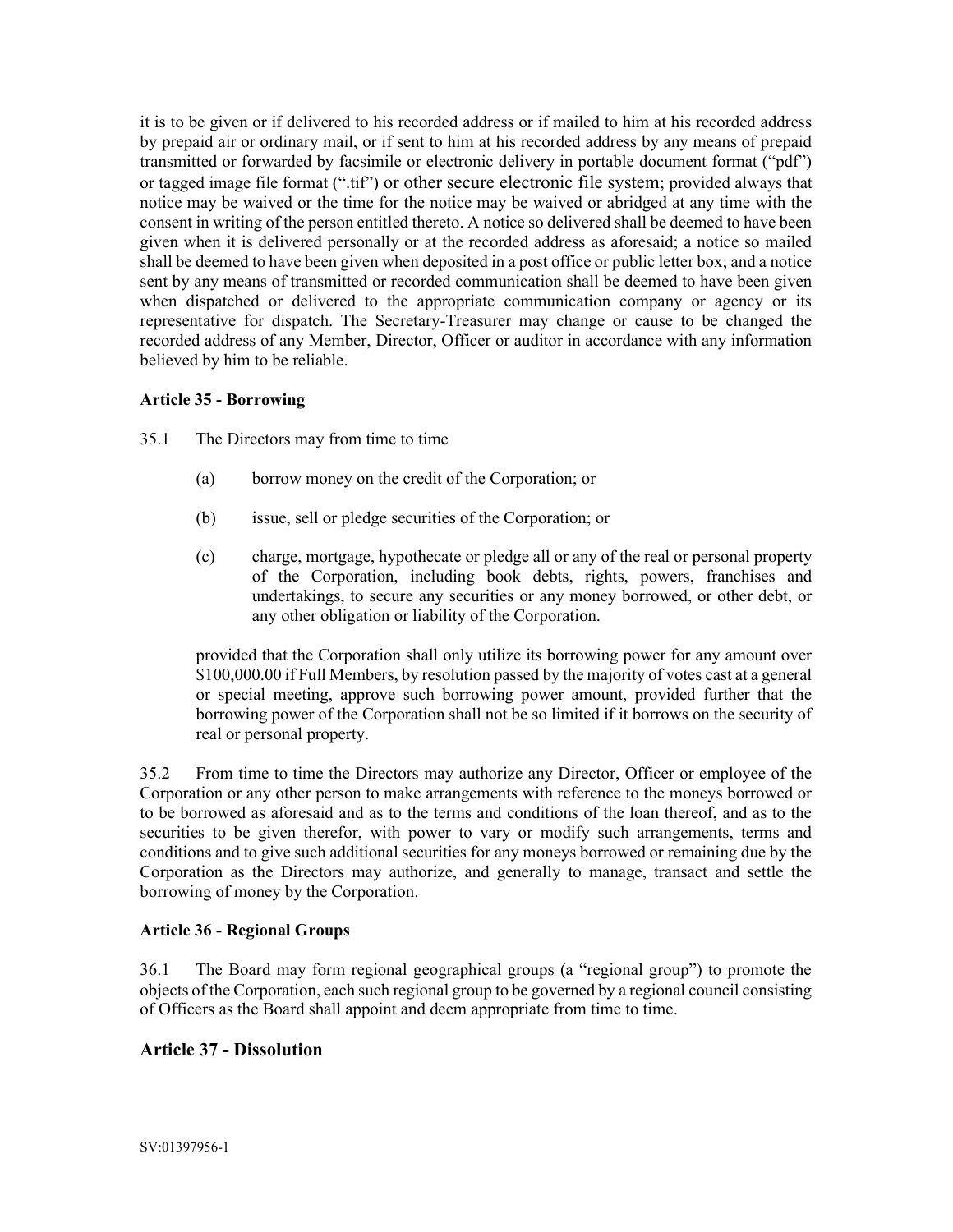it is to be given or if delivered to his recorded address or if mailed to him at his recorded address by prepaid air or ordinary mail, or if sent to him at his recorded address by any means of prepaid transmitted or forwarded by facsimile or electronic delivery in portable document format ("pdf") or tagged image file format (".tif") or other secure electronic file system; provided always that notice may be waived or the time for the notice may be waived or abridged at any time with the consent in writing of the person entitled thereto. A notice so delivered shall be deemed to have been given when it is delivered personally or at the recorded address as aforesaid; a notice so mailed shall be deemed to have been given when deposited in a post office or public letter box; and a notice sent by any means of transmitted or recorded communication shall be deemed to have been given when dispatched or delivered to the appropriate communication company or agency or its representative for dispatch. The Secretary-Treasurer may change or cause to be changed the recorded address of any Member, Director, Officer or auditor in accordance with any information believed by him to be reliable.

**Article 35 - Borrowing**

35.1 The Directors may from time to time

(a) borrow money on the credit of the Corporation; or

(b) issue, sell or pledge securities of the Corporation; or

(c) charge, mortgage, hypothecate or pledge all or any of the real or personal property of the Corporation, including book debts, rights, powers, franchises and undertakings, to secure any securities or any money borrowed, or other debt, or any other obligation or liability of the Corporation.

provided that the Corporation shall only utilize its borrowing power for any amount over $100,000.00 if Full Members, by resolution passed by the majority of votes cast at a general or special meeting, approve such borrowing power amount, provided further that the borrowing power of the Corporation shall not be so limited if it borrows on the security of real or personal property.

35.2 From time to time the Directors may authorize any Director, Officer or employee of the Corporation or any other person to make arrangements with reference to the moneys borrowed or to be borrowed as aforesaid and as to the terms and conditions of the loan thereof, and as to the securities to be given therefor, with power to vary or modify such arrangements, terms and conditions and to give such additional securities for any moneys borrowed or remaining due by the Corporation as the Directors may authorize, and generally to manage, transact and settle the borrowing of money by the Corporation.

**Article 36 - Regional Groups**

36.1 The Board may form regional geographical groups (a "regional group") to promote the objects of the Corporation, each such regional group to be governed by a regional council consisting of Officers as the Board shall appoint and deem appropriate from time to time.

## Article 37 - Dissolution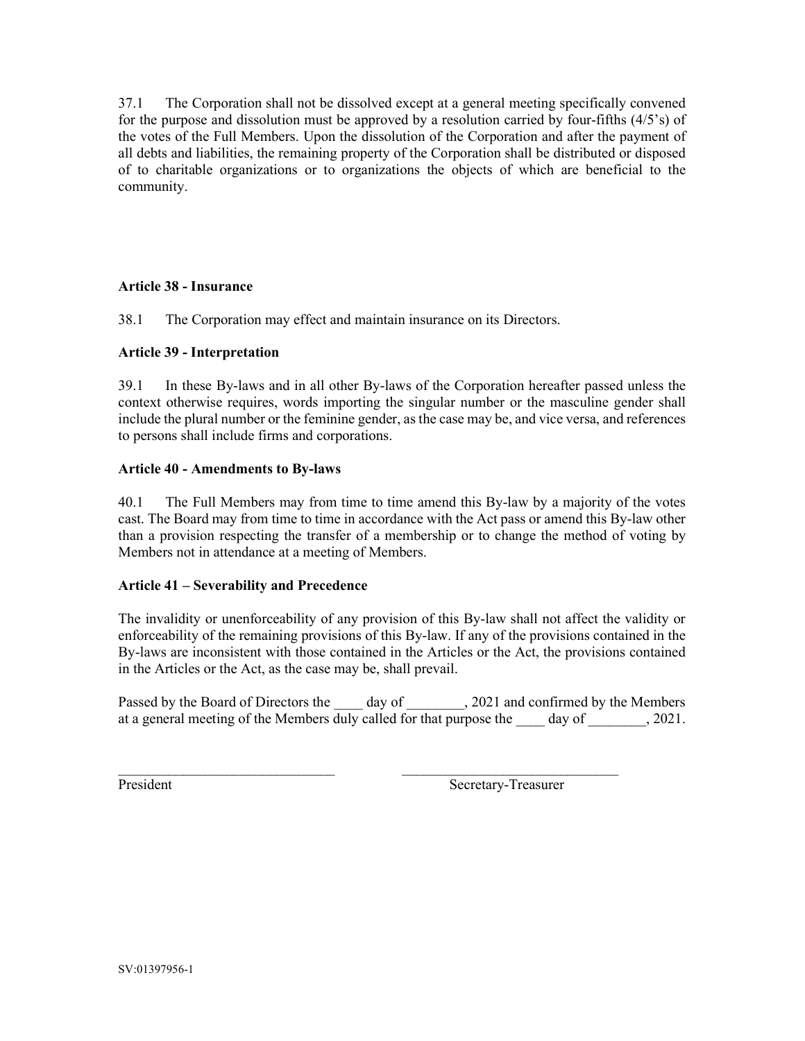37.1 The Corporation shall not be dissolved except at a general meeting specifically convened for the purpose and dissolution must be approved by a resolution carried by four-fifths (4/5's) of the votes of the Full Members. Upon the dissolution of the Corporation and after the payment of all debts and liabilities, the remaining property of the Corporation shall be distributed or disposed of to charitable organizations or to organizations the objects of which are beneficial to the community.

**Article 38 - Insurance**

38.1 The Corporation may effect and maintain insurance on its Directors.

**Article 39 - Interpretation**

39.1 In these By-laws and in all other By-laws of the Corporation hereafter passed unless the context otherwise requires, words importing the singular number or the masculine gender shall include the plural number or the feminine gender, as the case may be, and vice versa, and references to persons shall include firms and corporations.

**Article 40 - Amendments to By-laws**

40.1 The Full Members may from time to time amend this By-law by a majority of the votes cast. The Board may from time to time in accordance with the Act pass or amend this By-law other than a provision respecting the transfer of a membership or to change the method of voting by Members not in attendance at a meeting of Members.

**Article 41 – Severability and Precedence**

The invalidity or unenforceability of any provision of this By-law shall not affect the validity or enforceability of the remaining provisions of this By-law. If any of the provisions contained in the By-laws are inconsistent with those contained in the Articles or the Act, the provisions contained in the Articles or the Act, as the case may be, shall prevail.

Passed by the Board of Directors the ____ day of ________, 2021 and confirmed by the Members at a general meeting of the Members duly called for that purpose the ____ day of ________, 2021.

______________________________ ______________________________

President Secretary-Treasurer

SV:01397956-1